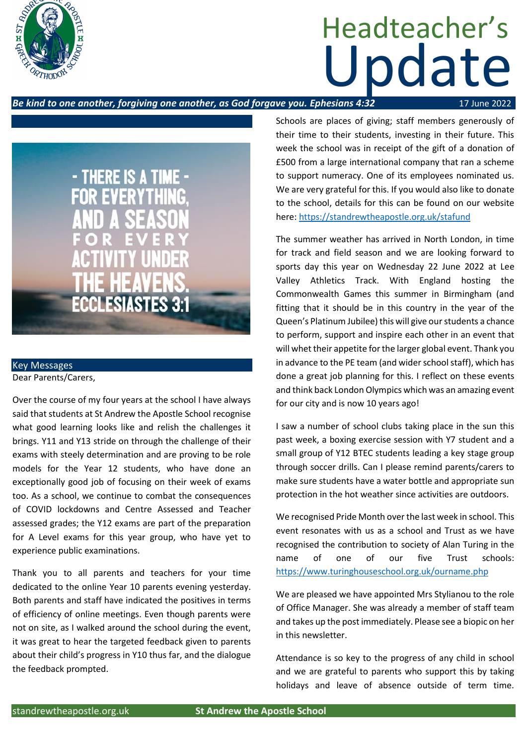# Headteacher's Update

***Be kind to one another, forgiving one another, as God forgave you. Ephesians 4:32***

17 June 2022

- THERE IS A TIME - FOR EVERYTHING, AND A SEASON FOR EVERY ACTIVITY UNDER THE HEAVENS. ECCLESIASTES 3:1

## Key Messages

Dear Parents/Carers,

Over the course of my four years at the school I have always said that students at St Andrew the Apostle School recognise what good learning looks like and relish the challenges it brings. Y11 and Y13 stride on through the challenge of their exams with steely determination and are proving to be role models for the Year 12 students, who have done an exceptionally good job of focusing on their week of exams too. As a school, we continue to combat the consequences of COVID lockdowns and Centre Assessed and Teacher assessed grades; the Y12 exams are part of the preparation for A Level exams for this year group, who have yet to experience public examinations.

Thank you to all parents and teachers for your time dedicated to the online Year 10 parents evening yesterday. Both parents and staff have indicated the positives in terms of efficiency of online meetings. Even though parents were not on site, as I walked around the school during the event, it was great to hear the targeted feedback given to parents about their child's progress in Y10 thus far, and the dialogue the feedback prompted.

Schools are places of giving; staff members generously of their time to their students, investing in their future. This week the school was in receipt of the gift of a donation of £500 from a large international company that ran a scheme to support numeracy. One of its employees nominated us. We are very grateful for this. If you would also like to donate to the school, details for this can be found on our website here: https://standrewtheapostle.org.uk/stafund

The summer weather has arrived in North London, in time for track and field season and we are looking forward to sports day this year on Wednesday 22 June 2022 at Lee Valley Athletics Track. With England hosting the Commonwealth Games this summer in Birmingham (and fitting that it should be in this country in the year of the Queen's Platinum Jubilee) this will give our students a chance to perform, support and inspire each other in an event that will whet their appetite for the larger global event. Thank you in advance to the PE team (and wider school staff), which has done a great job planning for this. I reflect on these events and think back London Olympics which was an amazing event for our city and is now 10 years ago!

I saw a number of school clubs taking place in the sun this past week, a boxing exercise session with Y7 student and a small group of Y12 BTEC students leading a key stage group through soccer drills. Can I please remind parents/carers to make sure students have a water bottle and appropriate sun protection in the hot weather since activities are outdoors.

We recognised Pride Month over the last week in school. This event resonates with us as a school and Trust as we have recognised the contribution to society of Alan Turing in the name of one of our five Trust schools: https://www.turinghouseschool.org.uk/ourname.php

We are pleased we have appointed Mrs Stylianou to the role of Office Manager. She was already a member of staff team and takes up the post immediately. Please see a biopic on her in this newsletter.

Attendance is so key to the progress of any child in school and we are grateful to parents who support this by taking holidays and leave of absence outside of term time.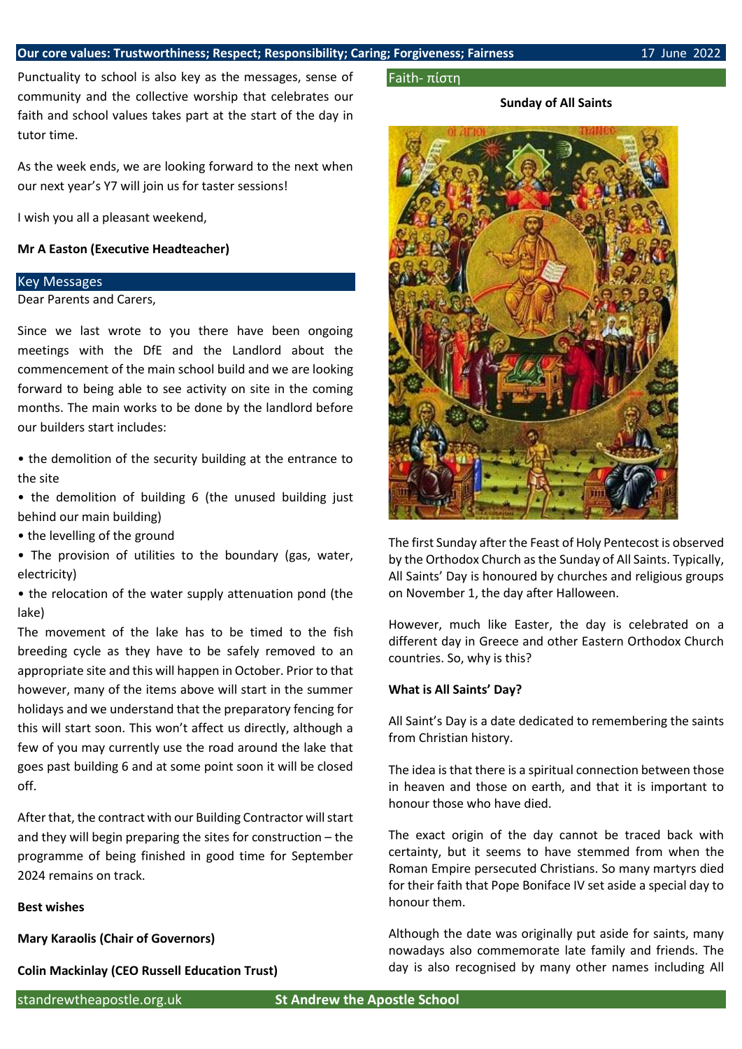Punctuality to school is also key as the messages, sense of community and the collective worship that celebrates our faith and school values takes part at the start of the day in tutor time.

As the week ends, we are looking forward to the next when our next year's Y7 will join us for taster sessions!

I wish you all a pleasant weekend,

**Mr A Easton (Executive Headteacher)**

## Key Messages

Dear Parents and Carers,

Since we last wrote to you there have been ongoing meetings with the DfE and the Landlord about the commencement of the main school build and we are looking forward to being able to see activity on site in the coming months. The main works to be done by the landlord before our builders start includes:

- the demolition of the security building at the entrance to the site
- the demolition of building 6 (the unused building just behind our main building)
- the levelling of the ground
- The provision of utilities to the boundary (gas, water, electricity)
- the relocation of the water supply attenuation pond (the lake)

The movement of the lake has to be timed to the fish breeding cycle as they have to be safely removed to an appropriate site and this will happen in October. Prior to that however, many of the items above will start in the summer holidays and we understand that the preparatory fencing for this will start soon. This won't affect us directly, although a few of you may currently use the road around the lake that goes past building 6 and at some point soon it will be closed off.

After that, the contract with our Building Contractor will start and they will begin preparing the sites for construction – the programme of being finished in good time for September 2024 remains on track.

**Best wishes**

**Mary Karaolis (Chair of Governors)**

**Colin Mackinlay (CEO Russell Education Trust)**

## Faith- πίστη

**Sunday of All Saints**

The first Sunday after the Feast of Holy Pentecost is observed by the Orthodox Church as the Sunday of All Saints. Typically, All Saints' Day is honoured by churches and religious groups on November 1, the day after Halloween.

However, much like Easter, the day is celebrated on a different day in Greece and other Eastern Orthodox Church countries. So, why is this?

**What is All Saints' Day?**

All Saint's Day is a date dedicated to remembering the saints from Christian history.

The idea is that there is a spiritual connection between those in heaven and those on earth, and that it is important to honour those who have died.

The exact origin of the day cannot be traced back with certainty, but it seems to have stemmed from when the Roman Empire persecuted Christians. So many martyrs died for their faith that Pope Boniface IV set aside a special day to honour them.

Although the date was originally put aside for saints, many nowadays also commemorate late family and friends. The day is also recognised by many other names including All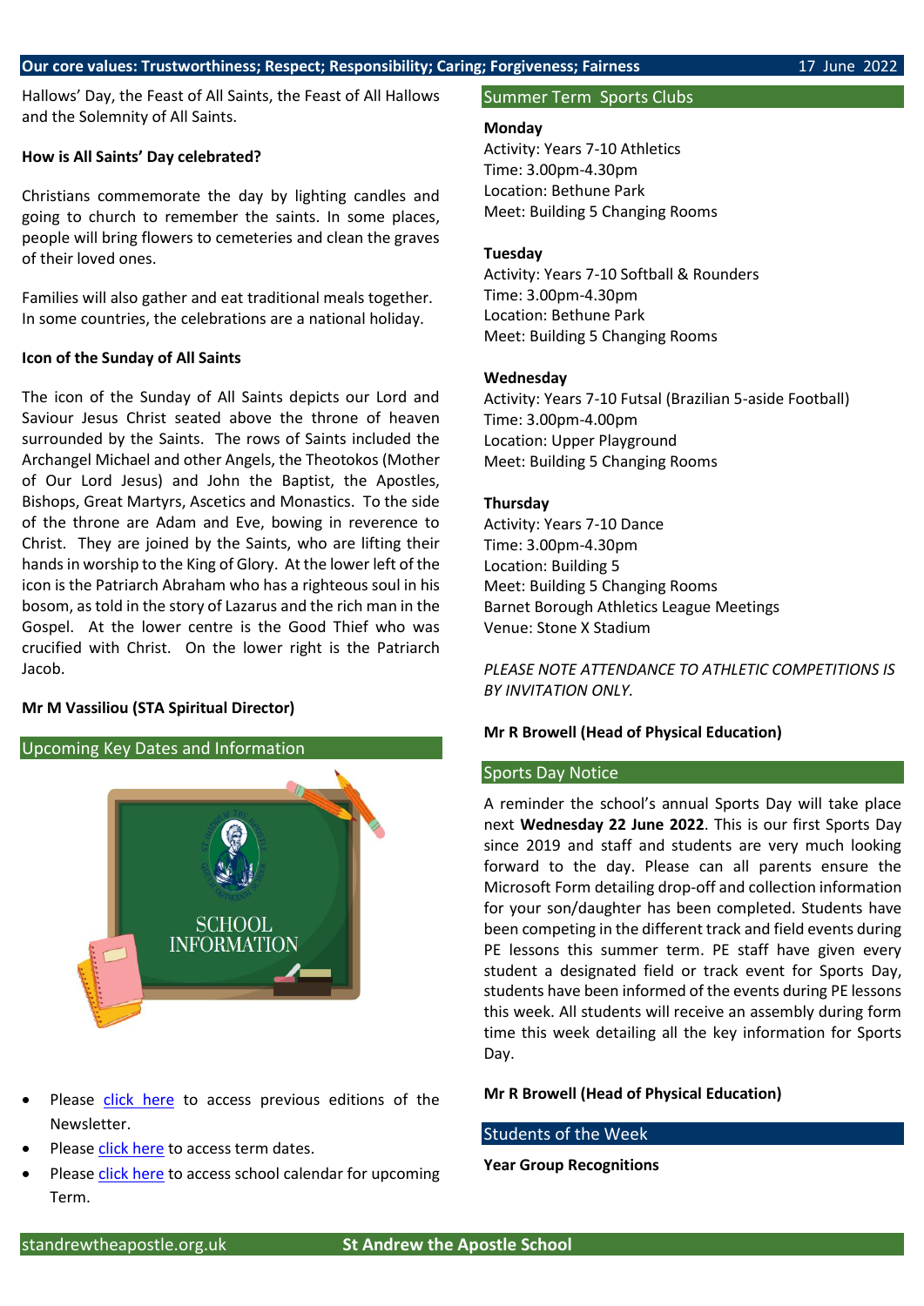Hallows' Day, the Feast of All Saints, the Feast of All Hallows and the Solemnity of All Saints.

**How is All Saints' Day celebrated?**

Christians commemorate the day by lighting candles and going to church to remember the saints. In some places, people will bring flowers to cemeteries and clean the graves of their loved ones.

Families will also gather and eat traditional meals together. In some countries, the celebrations are a national holiday.

**Icon of the Sunday of All Saints**

The icon of the Sunday of All Saints depicts our Lord and Saviour Jesus Christ seated above the throne of heaven surrounded by the Saints. The rows of Saints included the Archangel Michael and other Angels, the Theotokos (Mother of Our Lord Jesus) and John the Baptist, the Apostles, Bishops, Great Martyrs, Ascetics and Monastics. To the side of the throne are Adam and Eve, bowing in reverence to Christ. They are joined by the Saints, who are lifting their hands in worship to the King of Glory. At the lower left of the icon is the Patriarch Abraham who has a righteous soul in his bosom, as told in the story of Lazarus and the rich man in the Gospel. At the lower centre is the Good Thief who was crucified with Christ. On the lower right is the Patriarch Jacob.

**Mr M Vassiliou (STA Spiritual Director)**

## Upcoming Key Dates and Information

- Please [click here] to access previous editions of the Newsletter.
- Please [click here] to access term dates.
- Please [click here] to access school calendar for upcoming Term.

## Summer Term Sports Clubs

**Monday**
Activity: Years 7-10 Athletics
Time: 3.00pm-4.30pm
Location: Bethune Park
Meet: Building 5 Changing Rooms

**Tuesday**
Activity: Years 7-10 Softball & Rounders
Time: 3.00pm-4.30pm
Location: Bethune Park
Meet: Building 5 Changing Rooms

**Wednesday**
Activity: Years 7-10 Futsal (Brazilian 5-aside Football)
Time: 3.00pm-4.00pm
Location: Upper Playground
Meet: Building 5 Changing Rooms

**Thursday**
Activity: Years 7-10 Dance
Time: 3.00pm-4.30pm
Location: Building 5
Meet: Building 5 Changing Rooms
Barnet Borough Athletics League Meetings
Venue: Stone X Stadium

*PLEASE NOTE ATTENDANCE TO ATHLETIC COMPETITIONS IS BY INVITATION ONLY.*

**Mr R Browell (Head of Physical Education)**

## Sports Day Notice

A reminder the school's annual Sports Day will take place next **Wednesday 22 June 2022**. This is our first Sports Day since 2019 and staff and students are very much looking forward to the day. Please can all parents ensure the Microsoft Form detailing drop-off and collection information for your son/daughter has been completed. Students have been competing in the different track and field events during PE lessons this summer term. PE staff have given every student a designated field or track event for Sports Day, students have been informed of the events during PE lessons this week. All students will receive an assembly during form time this week detailing all the key information for Sports Day.

**Mr R Browell (Head of Physical Education)**

## Students of the Week

**Year Group Recognitions**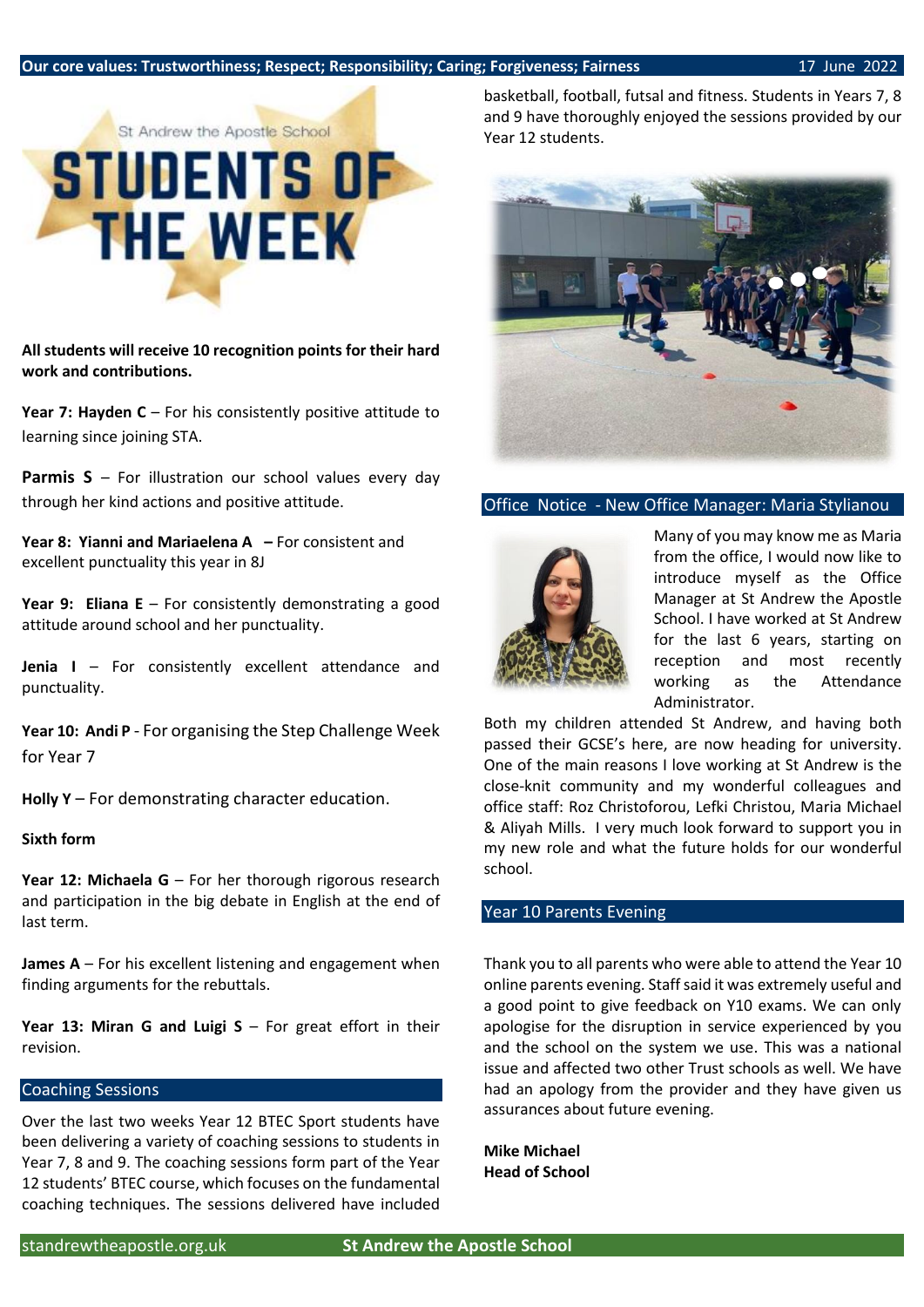Our core values: Trustworthiness; Respect; Responsibility; Caring; Forgiveness; Fairness

17 June 2022

St Andrew the Apostle School

# STUDENTS OF THE WEEK

**All students will receive 10 recognition points for their hard work and contributions.**

**Year 7: Hayden C** – For his consistently positive attitude to learning since joining STA.

**Parmis S** – For illustration our school values every day through her kind actions and positive attitude.

**Year 8: Yianni and Mariaelena A** – For consistent and excellent punctuality this year in 8J

**Year 9: Eliana E** – For consistently demonstrating a good attitude around school and her punctuality.

**Jenia I** – For consistently excellent attendance and punctuality.

**Year 10: Andi P** - For organising the Step Challenge Week for Year 7

**Holly Y** – For demonstrating character education.

**Sixth form**

**Year 12: Michaela G** – For her thorough rigorous research and participation in the big debate in English at the end of last term.

**James A** – For his excellent listening and engagement when finding arguments for the rebuttals.

**Year 13: Miran G and Luigi S** – For great effort in their revision.

## Coaching Sessions

Over the last two weeks Year 12 BTEC Sport students have been delivering a variety of coaching sessions to students in Year 7, 8 and 9. The coaching sessions form part of the Year 12 students' BTEC course, which focuses on the fundamental coaching techniques. The sessions delivered have included basketball, football, futsal and fitness. Students in Years 7, 8 and 9 have thoroughly enjoyed the sessions provided by our Year 12 students.

## Office Notice - New Office Manager: Maria Stylianou

Many of you may know me as Maria from the office, I would now like to introduce myself as the Office Manager at St Andrew the Apostle School. I have worked at St Andrew for the last 6 years, starting on reception and most recently working as the Attendance Administrator.

Both my children attended St Andrew, and having both passed their GCSE's here, are now heading for university. One of the main reasons I love working at St Andrew is the close-knit community and my wonderful colleagues and office staff: Roz Christoforou, Lefki Christou, Maria Michael & Aliyah Mills. I very much look forward to support you in my new role and what the future holds for our wonderful school.

## Year 10 Parents Evening

Thank you to all parents who were able to attend the Year 10 online parents evening. Staff said it was extremely useful and a good point to give feedback on Y10 exams. We can only apologise for the disruption in service experienced by you and the school on the system we use. This was a national issue and affected two other Trust schools as well. We have had an apology from the provider and they have given us assurances about future evening.

**Mike Michael**
**Head of School**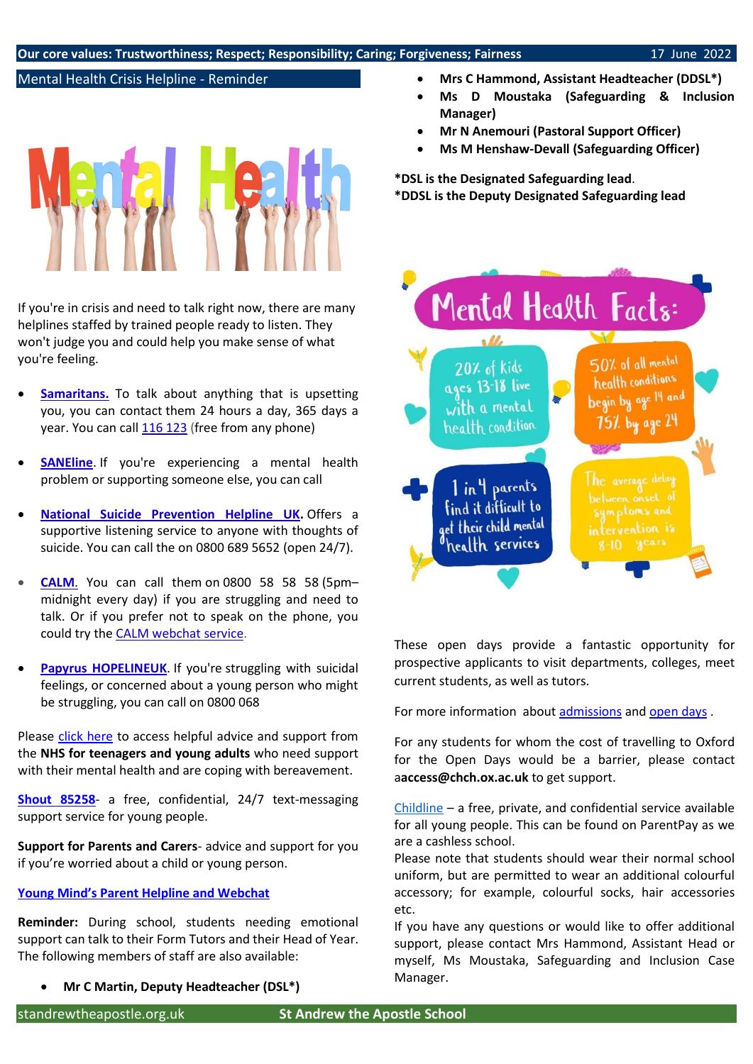Our core values: Trustworthiness; Respect; Responsibility; Caring; Forgiveness; Fairness 17 June 2022

## Mental Health Crisis Helpline - Reminder

If you're in crisis and need to talk right now, there are many helplines staffed by trained people ready to listen. They won't judge you and could help you make sense of what you're feeling.

- **Samaritans.** To talk about anything that is upsetting you, you can contact them 24 hours a day, 365 days a year. You can call 116 123 (free from any phone)
- **SANEline**. If you're experiencing a mental health problem or supporting someone else, you can call
- **National Suicide Prevention Helpline UK.** Offers a supportive listening service to anyone with thoughts of suicide. You can call the on 0800 689 5652 (open 24/7).
- **CALM.** You can call them on 0800 58 58 58 (5pm–midnight every day) if you are struggling and need to talk. Or if you prefer not to speak on the phone, you could try the CALM webchat service.
- **Papyrus HOPELINEUK**. If you're struggling with suicidal feelings, or concerned about a young person who might be struggling, you can call on 0800 068

Please click here to access helpful advice and support from the **NHS for teenagers and young adults** who need support with their mental health and are coping with bereavement.

**Shout 85258**- a free, confidential, 24/7 text-messaging support service for young people.

**Support for Parents and Carers**- advice and support for you if you're worried about a child or young person.

**Young Mind's Parent Helpline and Webchat**

**Reminder:** During school, students needing emotional support can talk to their Form Tutors and their Head of Year. The following members of staff are also available:

- **Mr C Martin, Deputy Headteacher (DSL*)**
- **Mrs C Hammond, Assistant Headteacher (DDSL*)**
- **Ms D Moustaka (Safeguarding & Inclusion Manager)**
- **Mr N Anemouri (Pastoral Support Officer)**
- **Ms M Henshaw-Devall (Safeguarding Officer)**

**\*DSL is the Designated Safeguarding lead.**
**\*DDSL is the Deputy Designated Safeguarding lead**

These open days provide a fantastic opportunity for prospective applicants to visit departments, colleges, meet current students, as well as tutors.

For more information about admissions and open days .

For any students for whom the cost of travelling to Oxford for the Open Days would be a barrier, please contact a**access@chch.ox.ac.uk** to get support.

Childline – a free, private, and confidential service available for all young people. This can be found on ParentPay as we are a cashless school.

Please note that students should wear their normal school uniform, but are permitted to wear an additional colourful accessory; for example, colourful socks, hair accessories etc.

If you have any questions or would like to offer additional support, please contact Mrs Hammond, Assistant Head or myself, Ms Moustaka, Safeguarding and Inclusion Case Manager.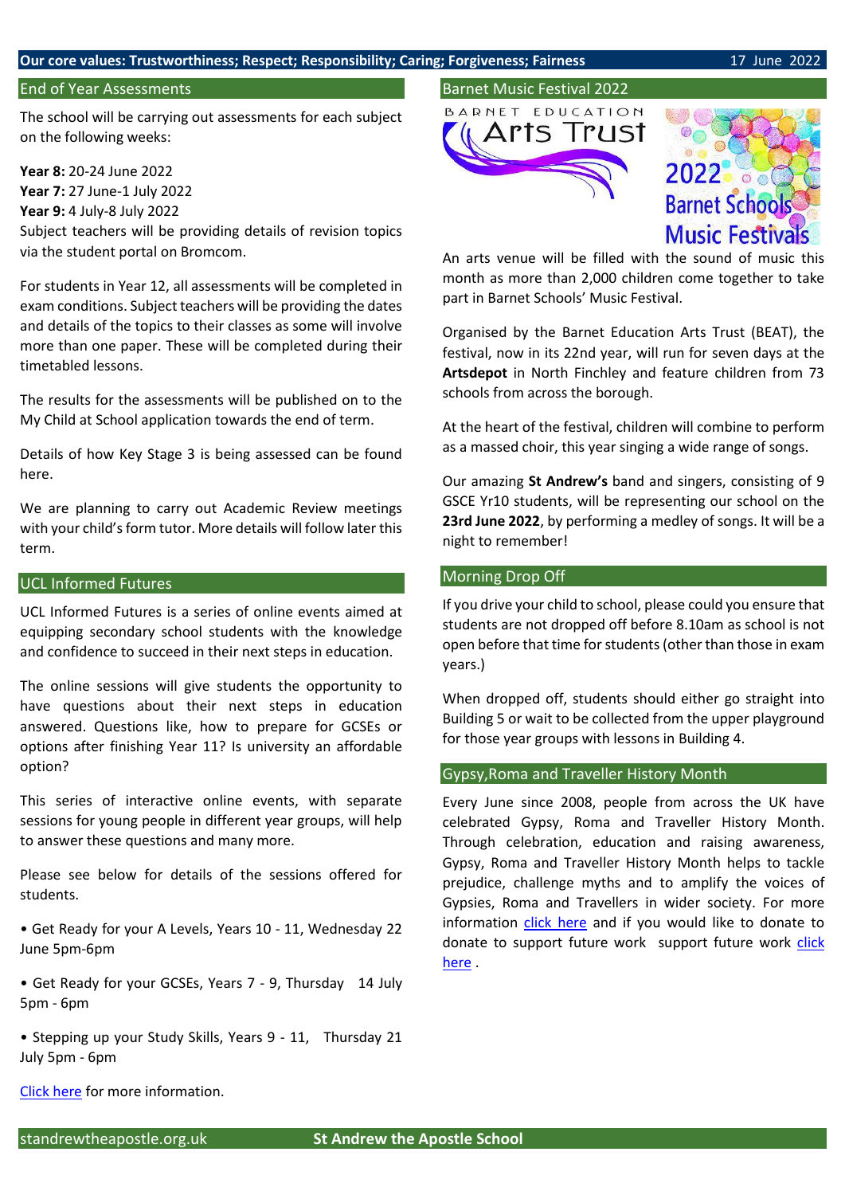Our core values: Trustworthiness; Respect; Responsibility; Caring; Forgiveness; Fairness — 17 June 2022

## End of Year Assessments

The school will be carrying out assessments for each subject on the following weeks:

**Year 8:** 20-24 June 2022
**Year 7:** 27 June-1 July 2022
**Year 9:** 4 July-8 July 2022
Subject teachers will be providing details of revision topics via the student portal on Bromcom.

For students in Year 12, all assessments will be completed in exam conditions. Subject teachers will be providing the dates and details of the topics to their classes as some will involve more than one paper. These will be completed during their timetabled lessons.

The results for the assessments will be published on to the My Child at School application towards the end of term.

Details of how Key Stage 3 is being assessed can be found here.

We are planning to carry out Academic Review meetings with your child's form tutor. More details will follow later this term.

## UCL Informed Futures

UCL Informed Futures is a series of online events aimed at equipping secondary school students with the knowledge and confidence to succeed in their next steps in education.

The online sessions will give students the opportunity to have questions about their next steps in education answered. Questions like, how to prepare for GCSEs or options after finishing Year 11? Is university an affordable option?

This series of interactive online events, with separate sessions for young people in different year groups, will help to answer these questions and many more.

Please see below for details of the sessions offered for students.

- Get Ready for your A Levels, Years 10 - 11, Wednesday 22 June 5pm-6pm
- Get Ready for your GCSEs, Years 7 - 9, Thursday 14 July 5pm - 6pm
- Stepping up your Study Skills, Years 9 - 11, Thursday 21 July 5pm - 6pm

Click here for more information.

## Barnet Music Festival 2022

BARNET EDUCATION Arts Trust

2022 Barnet Schools Music Festivals

An arts venue will be filled with the sound of music this month as more than 2,000 children come together to take part in Barnet Schools' Music Festival.

Organised by the Barnet Education Arts Trust (BEAT), the festival, now in its 22nd year, will run for seven days at the **Artsdepot** in North Finchley and feature children from 73 schools from across the borough.

At the heart of the festival, children will combine to perform as a massed choir, this year singing a wide range of songs.

Our amazing **St Andrew's** band and singers, consisting of 9 GSCE Yr10 students, will be representing our school on the **23rd June 2022**, by performing a medley of songs. It will be a night to remember!

## Morning Drop Off

If you drive your child to school, please could you ensure that students are not dropped off before 8.10am as school is not open before that time for students (other than those in exam years.)

When dropped off, students should either go straight into Building 5 or wait to be collected from the upper playground for those year groups with lessons in Building 4.

## Gypsy,Roma and Traveller History Month

Every June since 2008, people from across the UK have celebrated Gypsy, Roma and Traveller History Month. Through celebration, education and raising awareness, Gypsy, Roma and Traveller History Month helps to tackle prejudice, challenge myths and to amplify the voices of Gypsies, Roma and Travellers in wider society. For more information click here and if you would like to donate to donate to support future work support future work click here .

standrewtheapostle.org.uk — St Andrew the Apostle School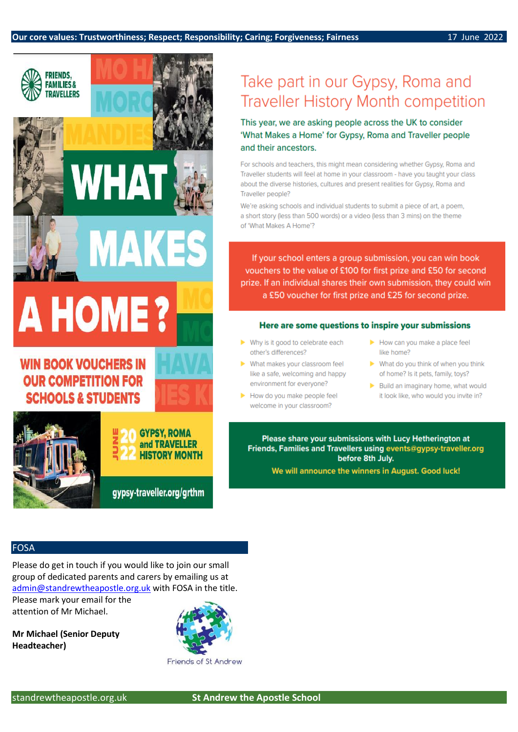## Take part in our Gypsy, Roma and Traveller History Month competition

This year, we are asking people across the UK to consider 'What Makes a Home' for Gypsy, Roma and Traveller people and their ancestors.

For schools and teachers, this might mean considering whether Gypsy, Roma and Traveller students will feel at home in your classroom - have you taught your class about the diverse histories, cultures and present realities for Gypsy, Roma and Traveller people?

We're asking schools and individual students to submit a piece of art, a poem, a short story (less than 500 words) or a video (less than 3 mins) on the theme of 'What Makes A Home'?

If your school enters a group submission, you can win book vouchers to the value of £100 for first prize and £50 for second prize. If an individual shares their own submission, they could win a £50 voucher for first prize and £25 for second prize.

### Here are some questions to inspire your submissions

- Why is it good to celebrate each other's differences?
- What makes your classroom feel like a safe, welcoming and happy environment for everyone?
- How do you make people feel welcome in your classroom?
- How can you make a place feel like home?
- What do you think of when you think of home? Is it pets, family, toys?
- Build an imaginary home, what would it look like, who would you invite in?

**Please share your submissions with Lucy Hetherington at Friends, Families and Travellers using events@gypsy-traveller.org before 8th July.**

**We will announce the winners in August. Good luck!**

## FOSA

Please do get in touch if you would like to join our small group of dedicated parents and carers by emailing us at admin@standrewtheapostle.org.uk with FOSA in the title. Please mark your email for the attention of Mr Michael.

**Mr Michael (Senior Deputy Headteacher)**

Friends of St Andrew